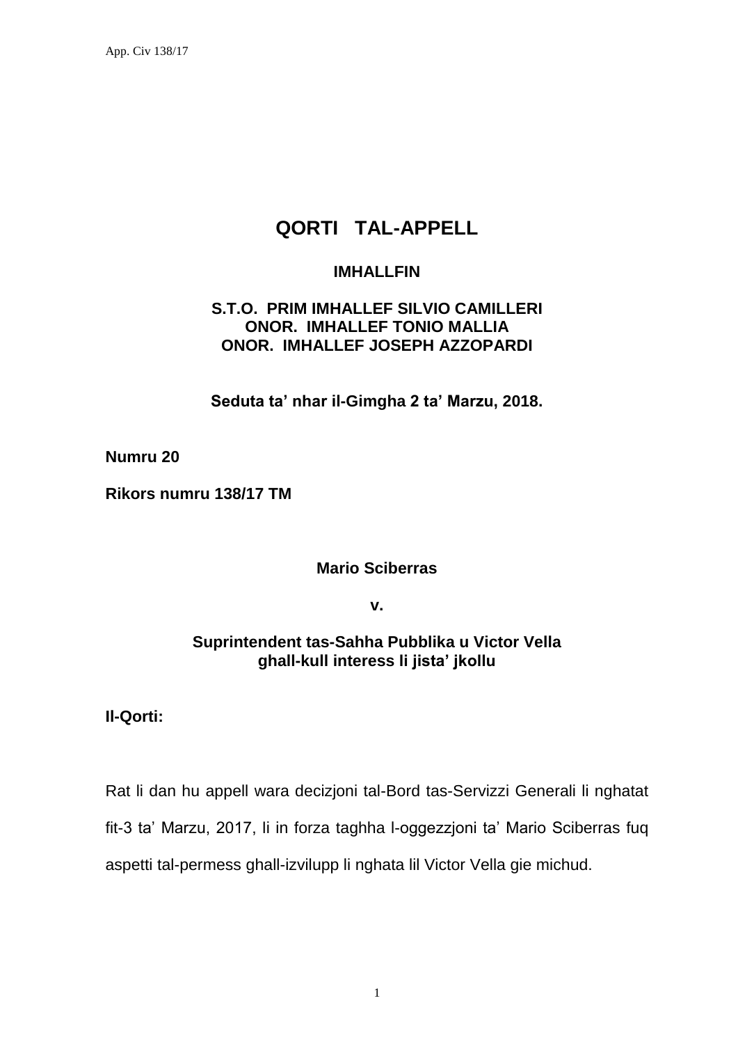# QORTI TAL-APPELL

**IMHALLFIN**

**S.T.O. PRIM IMHALLEF SILVIO CAMILLERI**
**ONOR. IMHALLEF TONIO MALLIA**
**ONOR. IMHALLEF JOSEPH AZZOPARDI**

**Seduta ta' nhar il-Gimgha 2 ta' Marzu, 2018.**

**Numru 20**

**Rikors numru 138/17 TM**

**Mario Sciberras**

**v.**

**Suprintendent tas-Sahha Pubblika u Victor Vella ghall-kull interess li jista' jkollu**

**Il-Qorti:**

Rat li dan hu appell wara decizjoni tal-Bord tas-Servizzi Generali li nghatat fit-3 ta' Marzu, 2017, li in forza taghha l-oggezzjoni ta' Mario Sciberras fuq aspetti tal-permess ghall-izvilupp li nghata lil Victor Vella gie michud.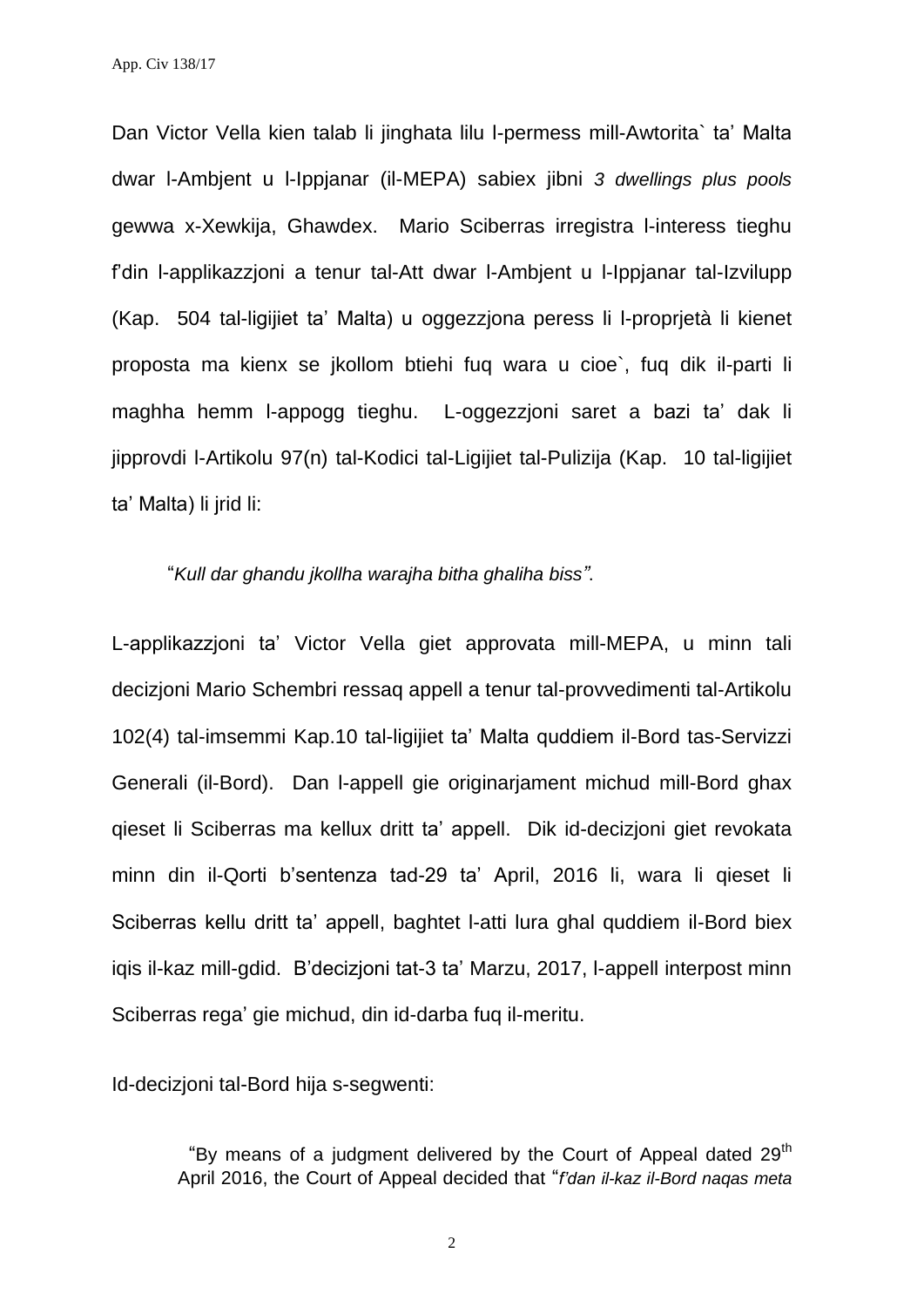Dan Victor Vella kien talab li jinghata lilu l-permess mill-Awtorita` ta' Malta dwar l-Ambjent u l-Ippjanar (il-MEPA) sabiex jibni *3 dwellings plus pools* gewwa x-Xewkija, Ghawdex. Mario Sciberras irregistra l-interess tieghu f'din l-applikazzjoni a tenur tal-Att dwar l-Ambjent u l-Ippjanar tal-Izvilupp (Kap. 504 tal-ligijiet ta' Malta) u oggezzjona peress li l-proprjetà li kienet proposta ma kienx se jkollom btiehi fuq wara u cioe`, fuq dik il-parti li maghha hemm l-appogg tieghu. L-oggezzjoni saret a bazi ta' dak li jipprovdi l-Artikolu 97(n) tal-Kodici tal-Ligijiet tal-Pulizija (Kap. 10 tal-ligijiet ta' Malta) li jrid li:

"*Kull dar ghandu jkollha warajha bitha ghaliha biss"*.

L-applikazzjoni ta' Victor Vella giet approvata mill-MEPA, u minn tali decizjoni Mario Schembri ressaq appell a tenur tal-provvedimenti tal-Artikolu 102(4) tal-imsemmi Kap.10 tal-ligijiet ta' Malta quddiem il-Bord tas-Servizzi Generali (il-Bord). Dan l-appell gie originarjament michud mill-Bord ghax qieset li Sciberras ma kellux dritt ta' appell. Dik id-decizjoni giet revokata minn din il-Qorti b'sentenza tad-29 ta' April, 2016 li, wara li qieset li Sciberras kellu dritt ta' appell, baghtet l-atti lura ghal quddiem il-Bord biex iqis il-kaz mill-gdid. B'decizjoni tat-3 ta' Marzu, 2017, l-appell interpost minn Sciberras rega' gie michud, din id-darba fuq il-meritu.

Id-decizjoni tal-Bord hija s-segwenti:

> "By means of a judgment delivered by the Court of Appeal dated 29th April 2016, the Court of Appeal decided that "*f'dan il-kaz il-Bord naqas meta*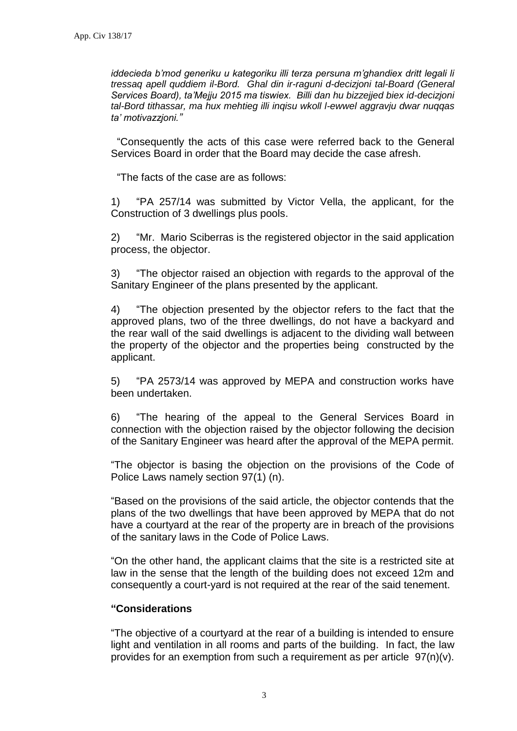*iddecieda b'mod generiku u kategoriku illi terza persuna m'għandiex dritt legali li tressaq apell quddiem il-Bord. Għal din ir-raġuni d-deċizjoni tal-Board (General Services Board), ta'Mejju 2015 ma tiswiex. Billi dan hu bizzejjed biex id-deċizjoni tal-Bord tithassar, ma hux meħtieġ illi inqisu wkoll l-ewwel aggravju dwar nuqqas ta' motivazzjoni."*

"Consequently the acts of this case were referred back to the General Services Board in order that the Board may decide the case afresh.

"The facts of the case are as follows:

1) "PA 257/14 was submitted by Victor Vella, the applicant, for the Construction of 3 dwellings plus pools.

2) "Mr. Mario Sciberras is the registered objector in the said application process, the objector.

3) "The objector raised an objection with regards to the approval of the Sanitary Engineer of the plans presented by the applicant.

4) "The objection presented by the objector refers to the fact that the approved plans, two of the three dwellings, do not have a backyard and the rear wall of the said dwellings is adjacent to the dividing wall between the property of the objector and the properties being constructed by the applicant.

5) "PA 2573/14 was approved by MEPA and construction works have been undertaken.

6) "The hearing of the appeal to the General Services Board in connection with the objection raised by the objector following the decision of the Sanitary Engineer was heard after the approval of the MEPA permit.

"The objector is basing the objection on the provisions of the Code of Police Laws namely section 97(1) (n).

"Based on the provisions of the said article, the objector contends that the plans of the two dwellings that have been approved by MEPA that do not have a courtyard at the rear of the property are in breach of the provisions of the sanitary laws in the Code of Police Laws.

"On the other hand, the applicant claims that the site is a restricted site at law in the sense that the length of the building does not exceed 12m and consequently a court-yard is not required at the rear of the said tenement.

**"Considerations**

"The objective of a courtyard at the rear of a building is intended to ensure light and ventilation in all rooms and parts of the building. In fact, the law provides for an exemption from such a requirement as per article 97(n)(v).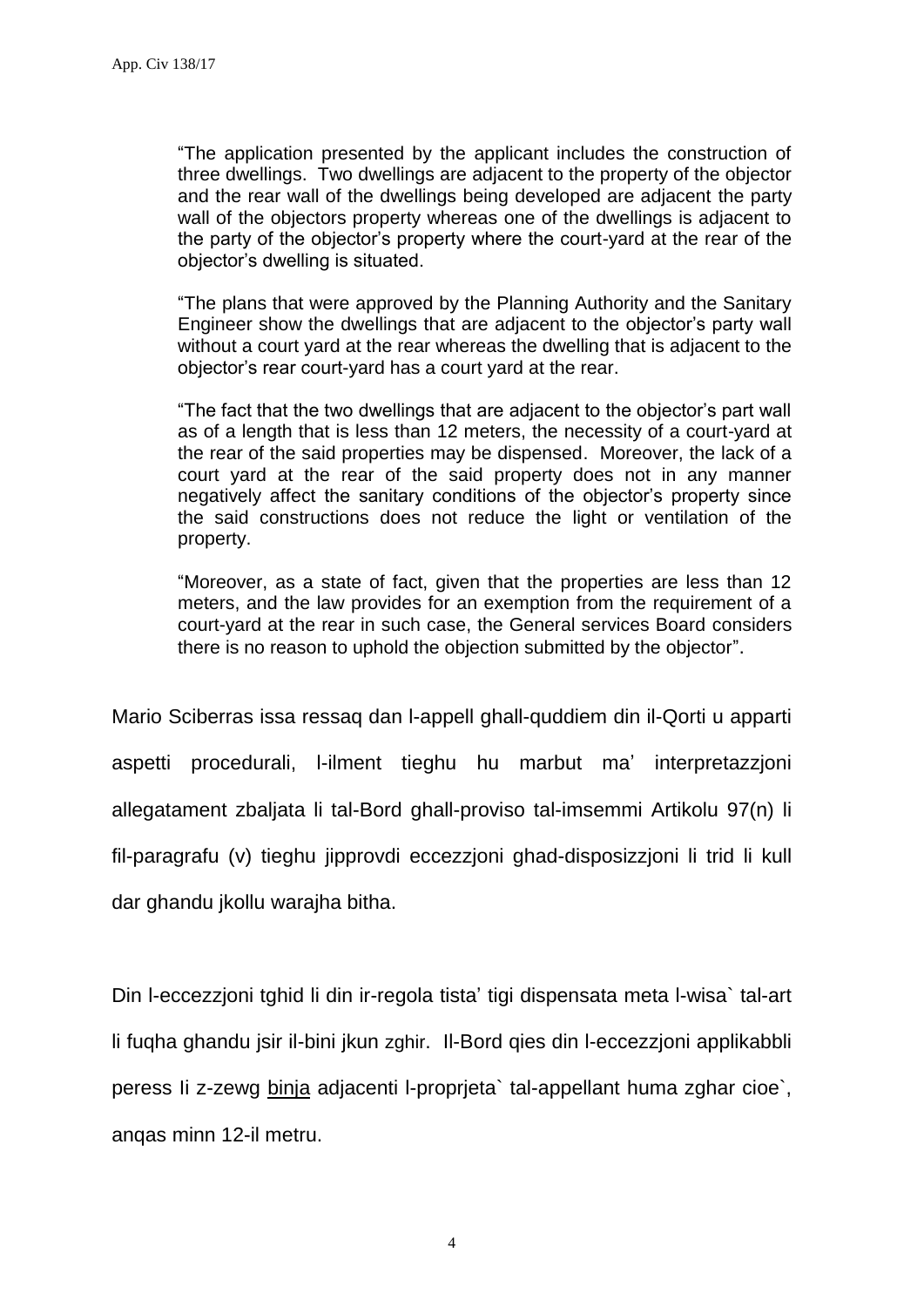"The application presented by the applicant includes the construction of three dwellings. Two dwellings are adjacent to the property of the objector and the rear wall of the dwellings being developed are adjacent the party wall of the objectors property whereas one of the dwellings is adjacent to the party of the objector's property where the court-yard at the rear of the objector's dwelling is situated.

"The plans that were approved by the Planning Authority and the Sanitary Engineer show the dwellings that are adjacent to the objector's party wall without a court yard at the rear whereas the dwelling that is adjacent to the objector's rear court-yard has a court yard at the rear.

"The fact that the two dwellings that are adjacent to the objector's part wall as of a length that is less than 12 meters, the necessity of a court-yard at the rear of the said properties may be dispensed. Moreover, the lack of a court yard at the rear of the said property does not in any manner negatively affect the sanitary conditions of the objector's property since the said constructions does not reduce the light or ventilation of the property.

"Moreover, as a state of fact, given that the properties are less than 12 meters, and the law provides for an exemption from the requirement of a court-yard at the rear in such case, the General services Board considers there is no reason to uphold the objection submitted by the objector".

Mario Sciberras issa ressaq dan l-appell ghall-quddiem din il-Qorti u apparti aspetti procedurali, l-ilment tieghu hu marbut ma' interpretazzjoni allegatament zbaljata li tal-Bord ghall-proviso tal-imsemmi Artikolu 97(n) li fil-paragrafu (v) tieghu jipprovdi eccezzjoni ghad-disposizzjoni li trid li kull dar ghandu jkollu warajha bitha.

Din l-eccezzjoni tghid li din ir-regola tista' tigi dispensata meta l-wisa` tal-art li fuqha ghandu jsir il-bini jkun zghir. Il-Bord qies din l-eccezzjoni applikabbli peress li z-zewg binja adjacenti l-proprjeta` tal-appellant huma zghar cioe`, anqas minn 12-il metru.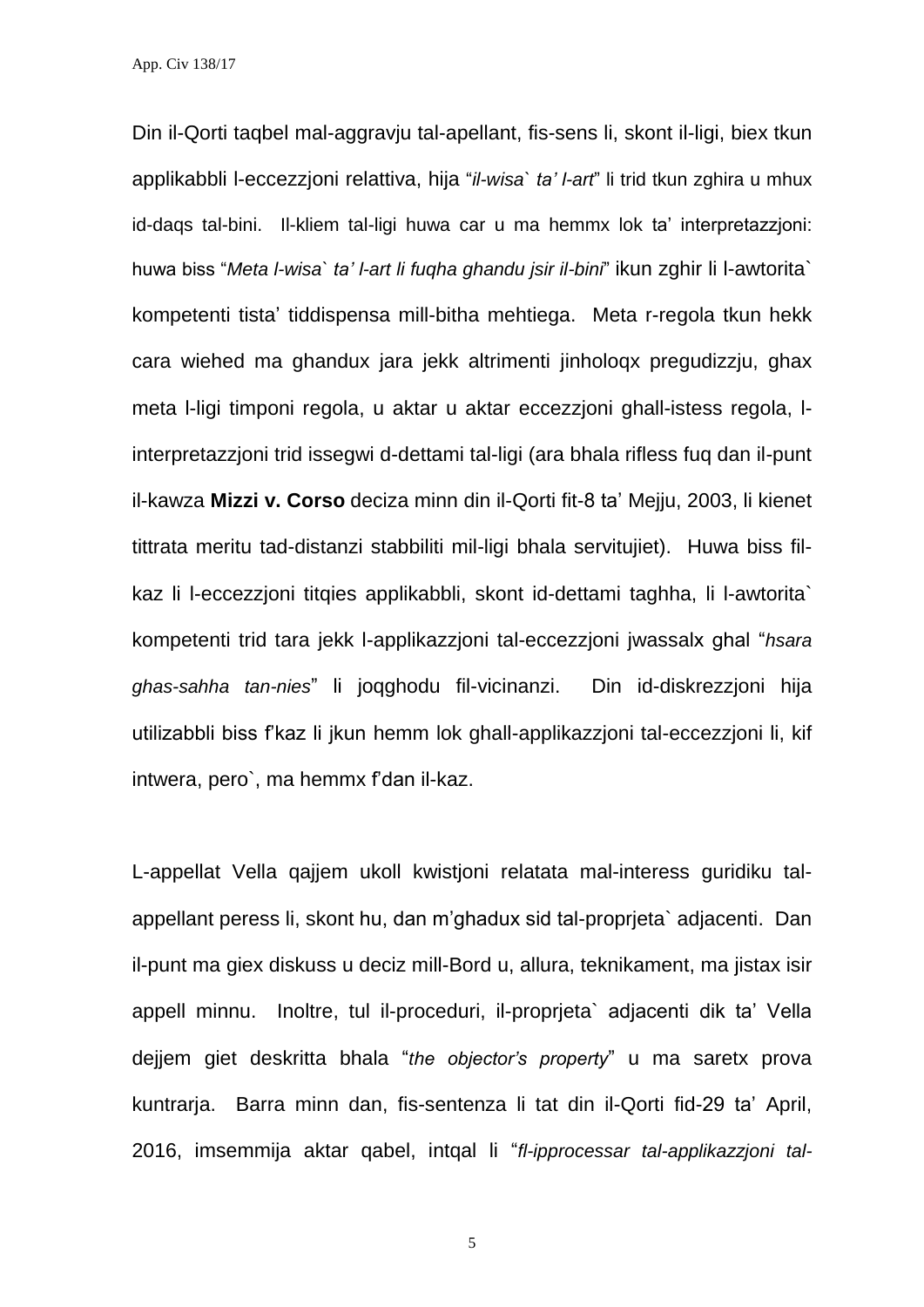Din il-Qorti taqbel mal-aggravju tal-apellant, fis-sens li, skont il-ligi, biex tkun applikabbli l-eccezzjoni relattiva, hija "*il-wisa` ta' l-art*" li trid tkun zghira u mhux id-daqs tal-bini. Il-kliem tal-ligi huwa car u ma hemmx lok ta' interpretazzjoni: huwa biss "*Meta l-wisa` ta' l-art li fuqha ghandu jsir il-bini*" ikun zghir li l-awtorita` kompetenti tista' tiddispensa mill-bitha mehtiega. Meta r-regola tkun hekk cara wiehed ma ghandux jara jekk altrimenti jinholoqx pregudizzju, ghax meta l-ligi timponi regola, u aktar u aktar eccezzjoni ghall-istess regola, l-interpretazzjoni trid issegwi d-dettami tal-ligi (ara bhala rifless fuq dan il-punt il-kawza **Mizzi v. Corso** deciza minn din il-Qorti fit-8 ta' Mejju, 2003, li kienet tittrata meritu tad-distanzi stabbiliti mil-ligi bhala servitujiet). Huwa biss fil-kaz li l-eccezzjoni titqies applikabbli, skont id-dettami taghha, li l-awtorita` kompetenti trid tara jekk l-applikazzjoni tal-eccezzjoni jwassalx ghal "*hsara ghas-sahha tan-nies*" li joqghodu fil-vicinanzi. Din id-diskrezzjoni hija utilizabbli biss f'kaz li jkun hemm lok ghall-applikazzjoni tal-eccezzjoni li, kif intwera, pero`, ma hemmx f'dan il-kaz.

L-appellat Vella qajjem ukoll kwistjoni relatata mal-interess guridiku tal-appellant peress li, skont hu, dan m'ghadux sid tal-proprjeta` adjacenti. Dan il-punt ma giex diskuss u deciz mill-Bord u, allura, teknikament, ma jistax isir appell minnu. Inoltre, tul il-proceduri, il-proprjeta` adjacenti dik ta' Vella dejjem giet deskritta bhala "*the objector's property*" u ma saretx prova kuntrarja. Barra minn dan, fis-sentenza li tat din il-Qorti fid-29 ta' April, 2016, imsemmija aktar qabel, intqal li "*fl-ipprocessar tal-applikazzjoni tal-*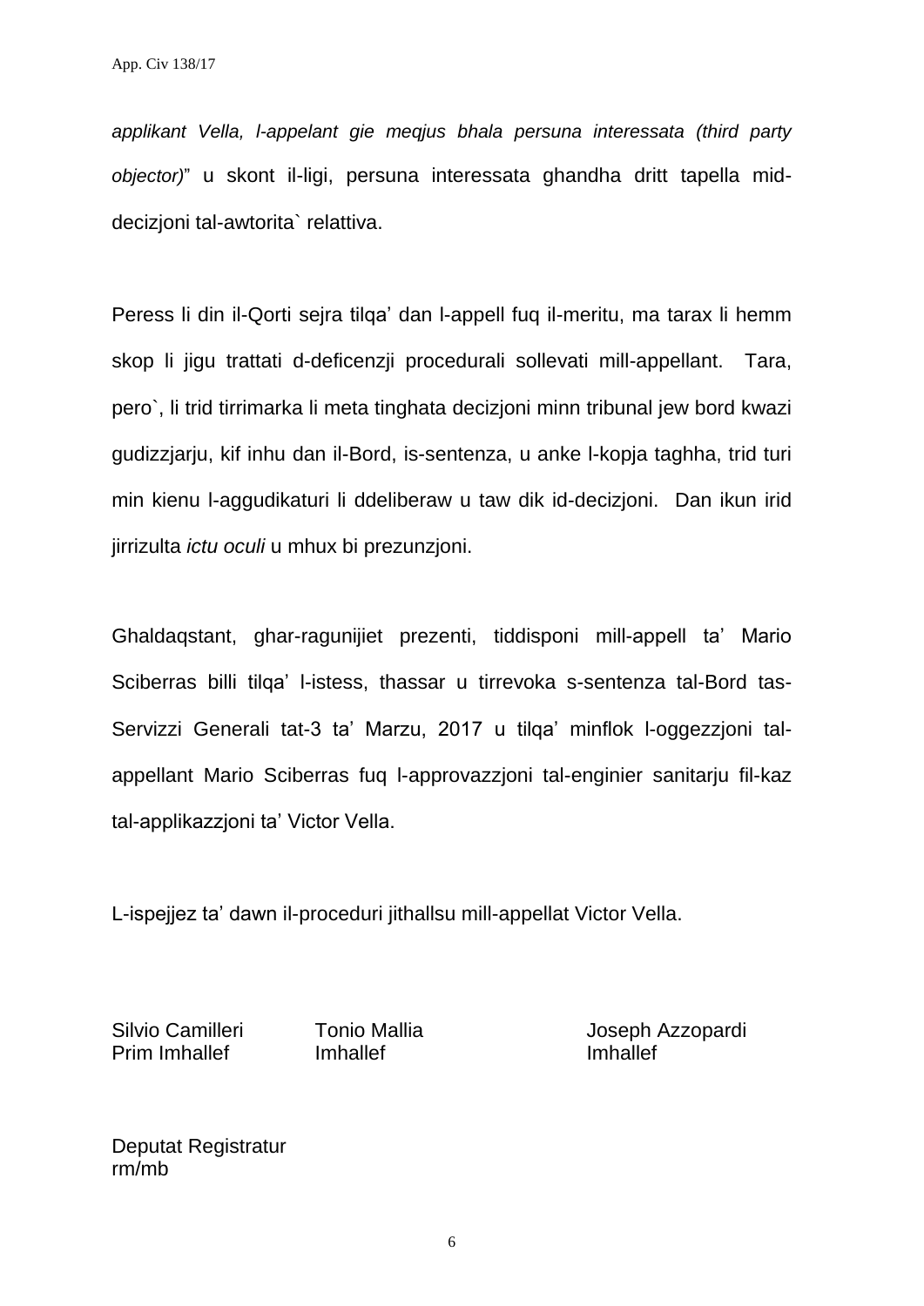*applikant Vella, l-appelant gie meqjus bhala persuna interessata (third party objector)*" u skont il-ligi, persuna interessata ghandha dritt tapella mid-decizjoni tal-awtorita` relattiva.

Peress li din il-Qorti sejra tilqa' dan l-appell fuq il-meritu, ma tarax li hemm skop li jigu trattati d-deficenzji procedurali sollevati mill-appellant. Tara, pero`, li trid tirrimarka li meta tinghata decizjoni minn tribunal jew bord kwazi gudizzjarju, kif inhu dan il-Bord, is-sentenza, u anke l-kopja taghha, trid turi min kienu l-aggudikaturi li ddeliberaw u taw dik id-decizjoni. Dan ikun irid jirrizulta *ictu oculi* u mhux bi prezunzjoni.

Ghaldaqstant, ghar-ragunijiet prezenti, tiddisponi mill-appell ta' Mario Sciberras billi tilqa' l-istess, thassar u tirrevoka s-sentenza tal-Bord tas-Servizzi Generali tat-3 ta' Marzu, 2017 u tilqa' minflok l-oggezzjoni tal-appellant Mario Sciberras fuq l-approvazzjoni tal-enginier sanitarju fil-kaz tal-applikazzjoni ta' Victor Vella.

L-ispejjez ta' dawn il-proceduri jithallsu mill-appellat Victor Vella.

Silvio Camilleri
Prim Imhallef

Tonio Mallia
Imhallef

Joseph Azzopardi
Imhallef

Deputat Registratur
rm/mb